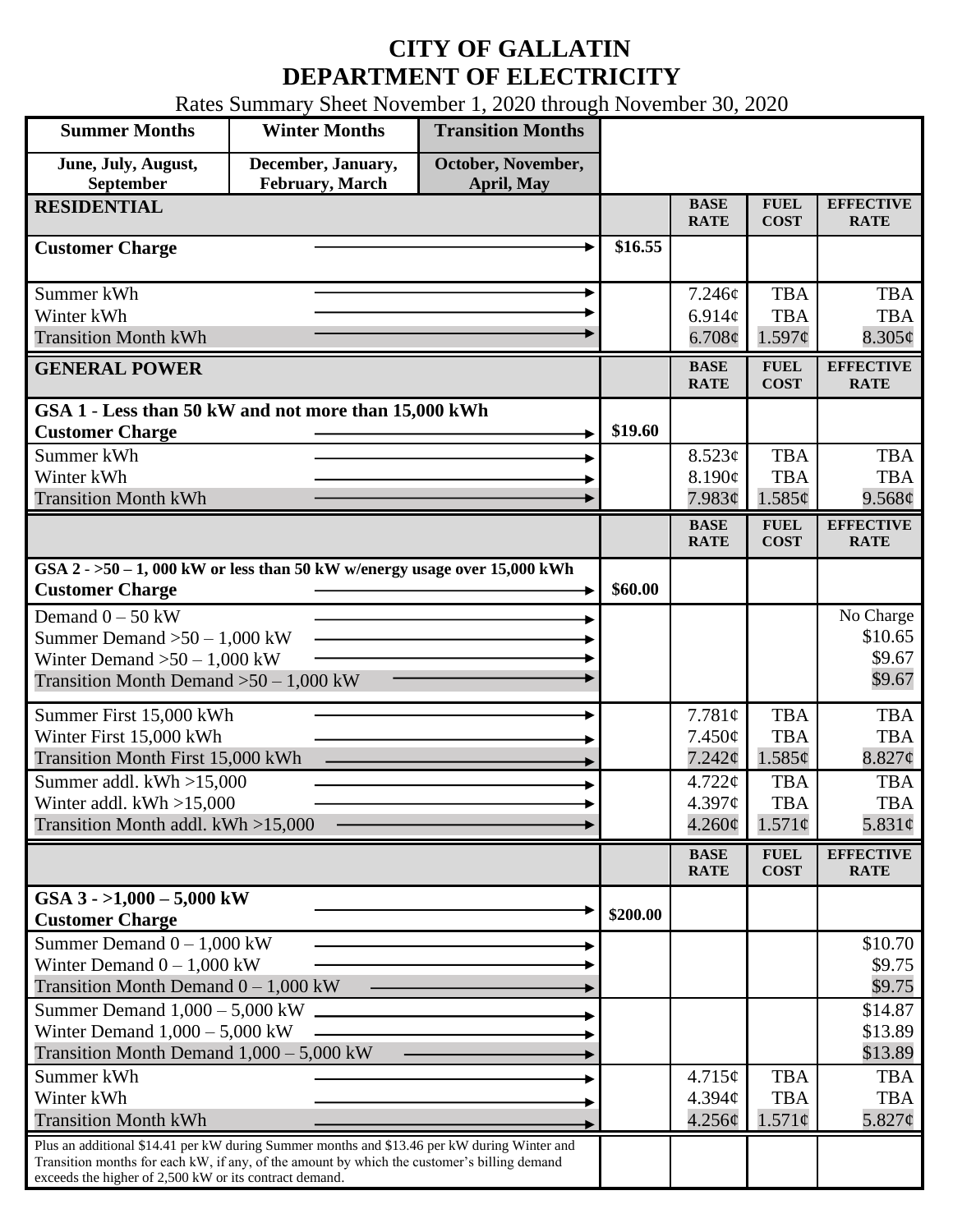# CITY OF GALLATIN
# DEPARTMENT OF ELECTRICITY

Rates Summary Sheet November 1, 2020 through November 30, 2020

| Summer Months | Winter Months | Transition Months |
|---|---|---|
| June, July, August, September | December, January, February, March | October, November, April, May |

| RESIDENTIAL | | BASE RATE | FUEL COST | EFFECTIVE RATE |
|---|---|---|---|---|
| **Customer Charge** | $16.55 | | | |
| Summer kWh | | 7.246¢ | TBA | TBA |
| Winter kWh | | 6.914¢ | TBA | TBA |
| Transition Month kWh | | 6.708¢ | 1.597¢ | 8.305¢ |

| GENERAL POWER | | BASE RATE | FUEL COST | EFFECTIVE RATE |
|---|---|---|---|---|
| **GSA 1 - Less than 50 kW and not more than 15,000 kWh** | | | | |
| **Customer Charge** | $19.60 | | | |
| Summer kWh | | 8.523¢ | TBA | TBA |
| Winter kWh | | 8.190¢ | TBA | TBA |
| Transition Month kWh | | 7.983¢ | 1.585¢ | 9.568¢ |

| | | BASE RATE | FUEL COST | EFFECTIVE RATE |
|---|---|---|---|---|
| **GSA 2 - >50 – 1, 000 kW or less than 50 kW w/energy usage over 15,000 kWh** | | | | |
| **Customer Charge** | $60.00 | | | |
| Demand 0 – 50 kW | | | | No Charge |
| Summer Demand >50 – 1,000 kW | | | | $10.65 |
| Winter Demand >50 – 1,000 kW | | | | $9.67 |
| Transition Month Demand >50 – 1,000 kW | | | | $9.67 |
| Summer First 15,000 kWh | | 7.781¢ | TBA | TBA |
| Winter First 15,000 kWh | | 7.450¢ | TBA | TBA |
| Transition Month First 15,000 kWh | | 7.242¢ | 1.585¢ | 8.827¢ |
| Summer addl. kWh >15,000 | | 4.722¢ | TBA | TBA |
| Winter addl. kWh >15,000 | | 4.397¢ | TBA | TBA |
| Transition Month addl. kWh >15,000 | | 4.260¢ | 1.571¢ | 5.831¢ |

| | | BASE RATE | FUEL COST | EFFECTIVE RATE |
|---|---|---|---|---|
| **GSA 3 - >1,000 – 5,000 kW** | | | | |
| **Customer Charge** | $200.00 | | | |
| Summer Demand 0 – 1,000 kW | | | | $10.70 |
| Winter Demand 0 – 1,000 kW | | | | $9.75 |
| Transition Month Demand 0 – 1,000 kW | | | | $9.75 |
| Summer Demand 1,000 – 5,000 kW | | | | $14.87 |
| Winter Demand 1,000 – 5,000 kW | | | | $13.89 |
| Transition Month Demand 1,000 – 5,000 kW | | | | $13.89 |
| Summer kWh | | 4.715¢ | TBA | TBA |
| Winter kWh | | 4.394¢ | TBA | TBA |
| Transition Month kWh | | 4.256¢ | 1.571¢ | 5.827¢ |
| Plus an additional $14.41 per kW during Summer months and $13.46 per kW during Winter and Transition months for each kW, if any, of the amount by which the customer's billing demand exceeds the higher of 2,500 kW or its contract demand. | | | | |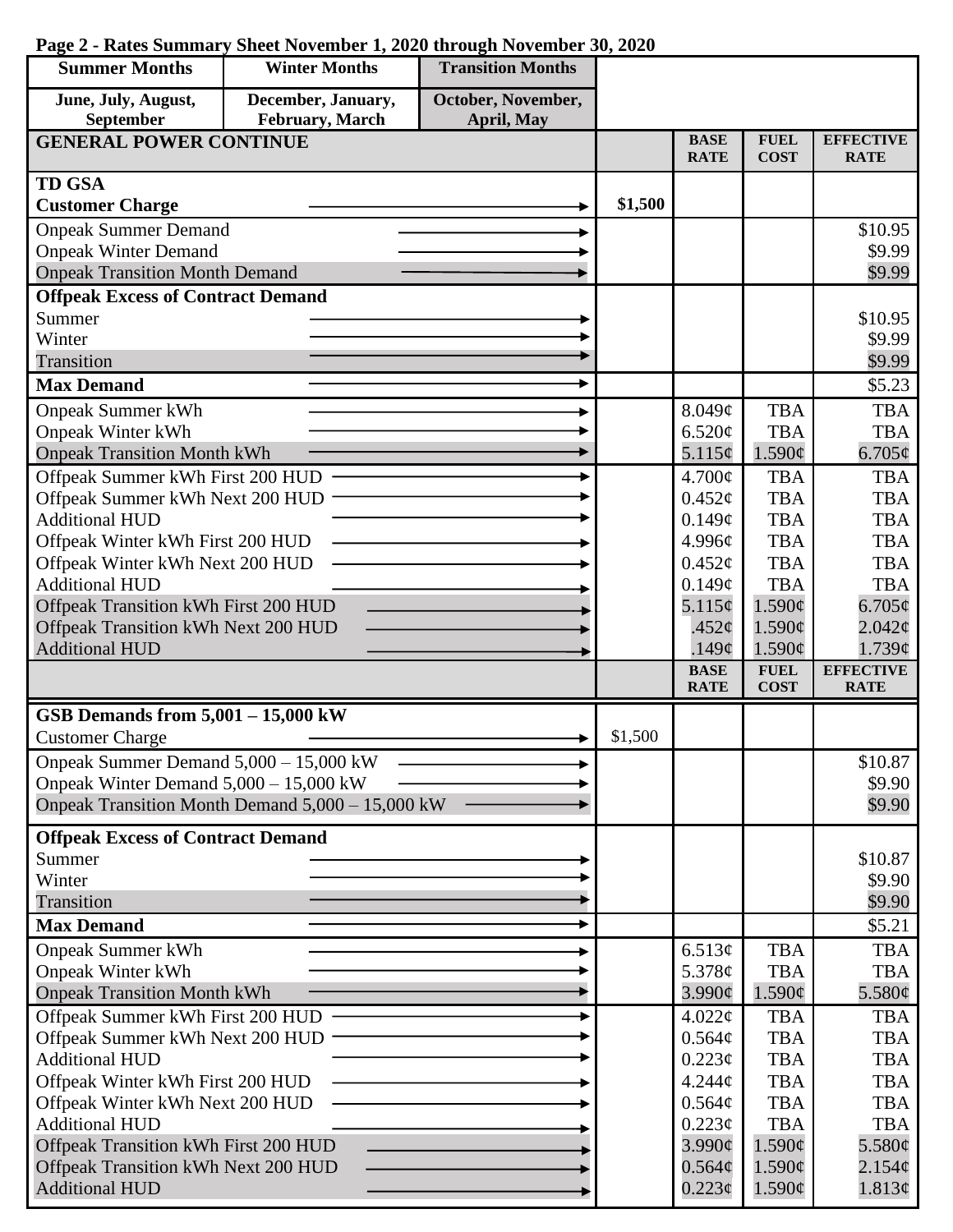**Page 2 - Rates Summary Sheet November 1, 2020 through November 30, 2020**

| Summer Months | Winter Months | Transition Months |
|---|---|---|
| June, July, August, September | December, January, February, March | October, November, April, May |

| GENERAL POWER CONTINUE | | BASE RATE | FUEL COST | EFFECTIVE RATE |
|---|---|---|---|---|
| **TD GSA** | | | | |
| **Customer Charge** | **$1,500** | | | |
| Onpeak Summer Demand | | | | $10.95 |
| Onpeak Winter Demand | | | | $9.99 |
| Onpeak Transition Month Demand | | | | $9.99 |
| **Offpeak Excess of Contract Demand** | | | | |
| Summer | | | | $10.95 |
| Winter | | | | $9.99 |
| Transition | | | | $9.99 |
| **Max Demand** | | | | $5.23 |
| Onpeak Summer kWh | | 8.049¢ | TBA | TBA |
| Onpeak Winter kWh | | 6.520¢ | TBA | TBA |
| Onpeak Transition Month kWh | | 5.115¢ | 1.590¢ | 6.705¢ |
| Offpeak Summer kWh First 200 HUD | | 4.700¢ | TBA | TBA |
| Offpeak Summer kWh Next 200 HUD | | 0.452¢ | TBA | TBA |
| Additional HUD | | 0.149¢ | TBA | TBA |
| Offpeak Winter kWh First 200 HUD | | 4.996¢ | TBA | TBA |
| Offpeak Winter kWh Next 200 HUD | | 0.452¢ | TBA | TBA |
| Additional HUD | | 0.149¢ | TBA | TBA |
| Offpeak Transition kWh First 200 HUD | | 5.115¢ | 1.590¢ | 6.705¢ |
| Offpeak Transition kWh Next 200 HUD | | .452¢ | 1.590¢ | 2.042¢ |
| Additional HUD | | .149¢ | 1.590¢ | 1.739¢ |

| | | BASE RATE | FUEL COST | EFFECTIVE RATE |
|---|---|---|---|---|
| **GSB Demands from 5,001 – 15,000 kW** | | | | |
| Customer Charge | $1,500 | | | |
| Onpeak Summer Demand 5,000 – 15,000 kW | | | | $10.87 |
| Onpeak Winter Demand 5,000 – 15,000 kW | | | | $9.90 |
| Onpeak Transition Month Demand 5,000 – 15,000 kW | | | | $9.90 |
| **Offpeak Excess of Contract Demand** | | | | |
| Summer | | | | $10.87 |
| Winter | | | | $9.90 |
| Transition | | | | $9.90 |
| **Max Demand** | | | | $5.21 |
| Onpeak Summer kWh | | 6.513¢ | TBA | TBA |
| Onpeak Winter kWh | | 5.378¢ | TBA | TBA |
| Onpeak Transition Month kWh | | 3.990¢ | 1.590¢ | 5.580¢ |
| Offpeak Summer kWh First 200 HUD | | 4.022¢ | TBA | TBA |
| Offpeak Summer kWh Next 200 HUD | | 0.564¢ | TBA | TBA |
| Additional HUD | | 0.223¢ | TBA | TBA |
| Offpeak Winter kWh First 200 HUD | | 4.244¢ | TBA | TBA |
| Offpeak Winter kWh Next 200 HUD | | 0.564¢ | TBA | TBA |
| Additional HUD | | 0.223¢ | TBA | TBA |
| Offpeak Transition kWh First 200 HUD | | 3.990¢ | 1.590¢ | 5.580¢ |
| Offpeak Transition kWh Next 200 HUD | | 0.564¢ | 1.590¢ | 2.154¢ |
| Additional HUD | | 0.223¢ | 1.590¢ | 1.813¢ |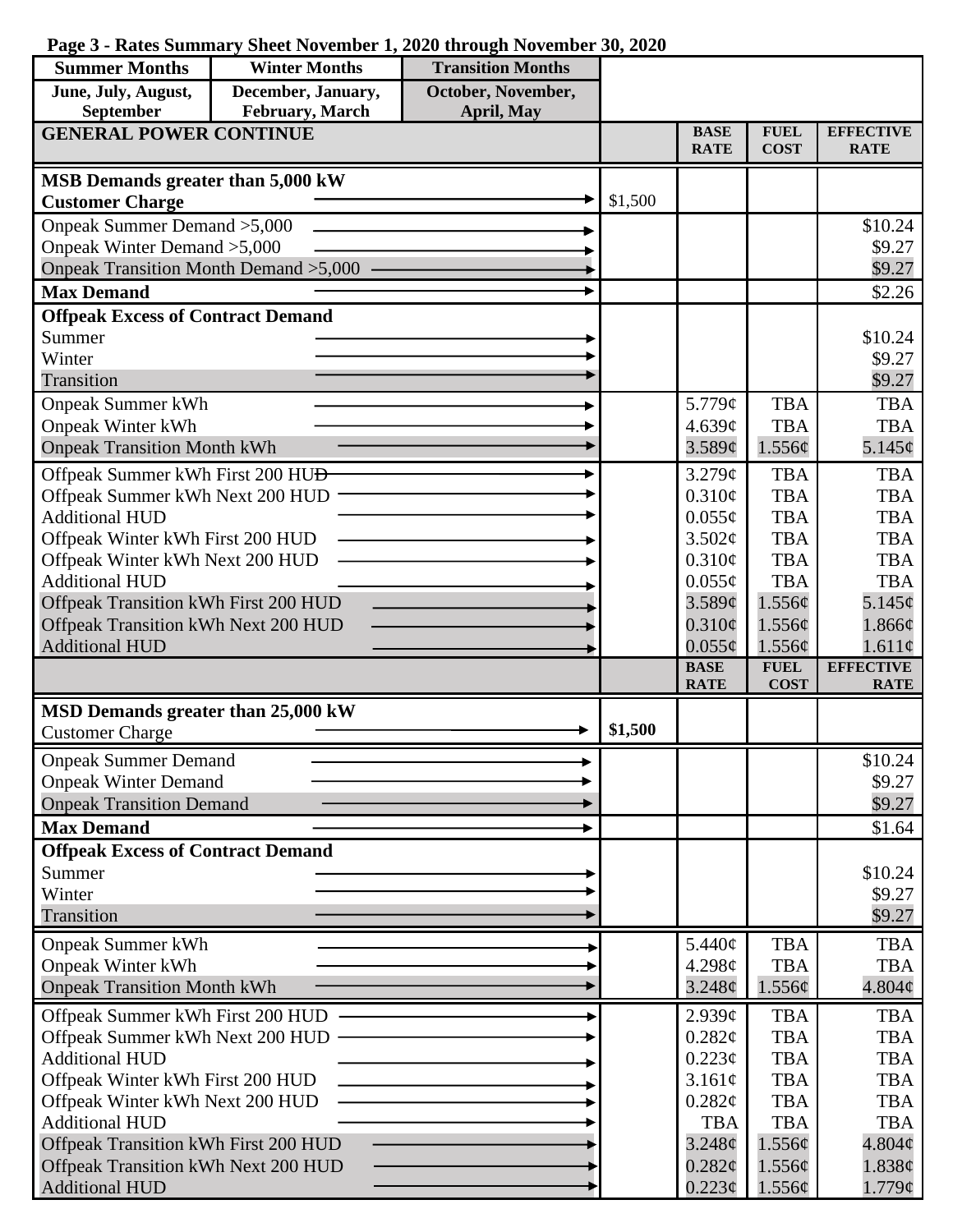**Page 3 - Rates Summary Sheet November 1, 2020 through November 30, 2020**

| Summer Months | Winter Months | Transition Months |
|---|---|---|
| June, July, August, September | December, January, February, March | October, November, April, May |

| GENERAL POWER CONTINUE | | BASE RATE | FUEL COST | EFFECTIVE RATE |
|---|---|---|---|---|
| **MSB Demands greater than 5,000 kW** | | | | |
| **Customer Charge** | $1,500 | | | |
| Onpeak Summer Demand >5,000 | | | | $10.24 |
| Onpeak Winter Demand >5,000 | | | | $9.27 |
| Onpeak Transition Month Demand >5,000 | | | | $9.27 |
| **Max Demand** | | | | $2.26 |
| **Offpeak Excess of Contract Demand** | | | | |
| Summer | | | | $10.24 |
| Winter | | | | $9.27 |
| Transition | | | | $9.27 |
| Onpeak Summer kWh | | 5.779¢ | TBA | TBA |
| Onpeak Winter kWh | | 4.639¢ | TBA | TBA |
| Onpeak Transition Month kWh | | 3.589¢ | 1.556¢ | 5.145¢ |
| Offpeak Summer kWh First 200 HUD | | 3.279¢ | TBA | TBA |
| Offpeak Summer kWh Next 200 HUD | | 0.310¢ | TBA | TBA |
| Additional HUD | | 0.055¢ | TBA | TBA |
| Offpeak Winter kWh First 200 HUD | | 3.502¢ | TBA | TBA |
| Offpeak Winter kWh Next 200 HUD | | 0.310¢ | TBA | TBA |
| Additional HUD | | 0.055¢ | TBA | TBA |
| Offpeak Transition kWh First 200 HUD | | 3.589¢ | 1.556¢ | 5.145¢ |
| Offpeak Transition kWh Next 200 HUD | | 0.310¢ | 1.556¢ | 1.866¢ |
| Additional HUD | | 0.055¢ | 1.556¢ | 1.611¢ |

| | | BASE RATE | FUEL COST | EFFECTIVE RATE |
|---|---|---|---|---|
| **MSD Demands greater than 25,000 kW** | | | | |
| Customer Charge | **$1,500** | | | |
| Onpeak Summer Demand | | | | $10.24 |
| Onpeak Winter Demand | | | | $9.27 |
| Onpeak Transition Demand | | | | $9.27 |
| **Max Demand** | | | | $1.64 |
| **Offpeak Excess of Contract Demand** | | | | |
| Summer | | | | $10.24 |
| Winter | | | | $9.27 |
| Transition | | | | $9.27 |
| Onpeak Summer kWh | | 5.440¢ | TBA | TBA |
| Onpeak Winter kWh | | 4.298¢ | TBA | TBA |
| Onpeak Transition Month kWh | | 3.248¢ | 1.556¢ | 4.804¢ |
| Offpeak Summer kWh First 200 HUD | | 2.939¢ | TBA | TBA |
| Offpeak Summer kWh Next 200 HUD | | 0.282¢ | TBA | TBA |
| Additional HUD | | 0.223¢ | TBA | TBA |
| Offpeak Winter kWh First 200 HUD | | 3.161¢ | TBA | TBA |
| Offpeak Winter kWh Next 200 HUD | | 0.282¢ | TBA | TBA |
| Additional HUD | | TBA | TBA | TBA |
| Offpeak Transition kWh First 200 HUD | | 3.248¢ | 1.556¢ | 4.804¢ |
| Offpeak Transition kWh Next 200 HUD | | 0.282¢ | 1.556¢ | 1.838¢ |
| Additional HUD | | 0.223¢ | 1.556¢ | 1.779¢ |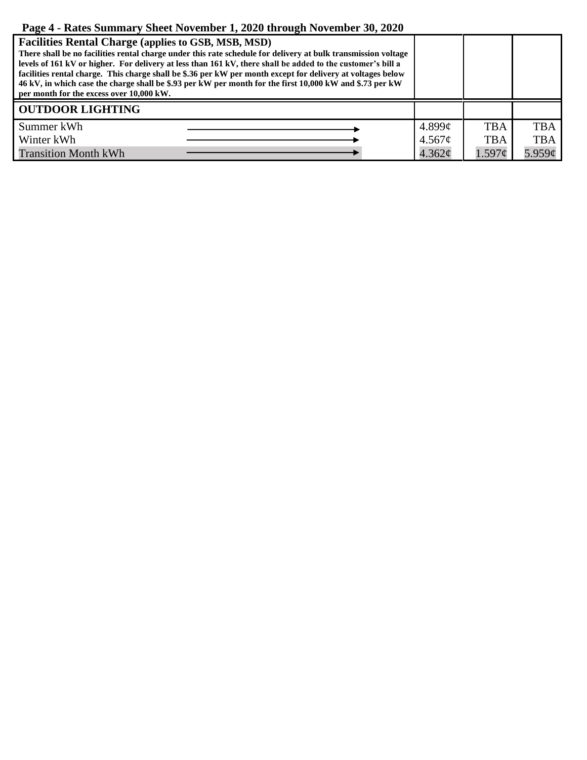## Page 4 - Rates Summary Sheet November 1, 2020 through November 30, 2020

| | | | |
|---|---|---|---|
| **Facilities Rental Charge (applies to GSB, MSB, MSD)**<br>**There shall be no facilities rental charge under this rate schedule for delivery at bulk transmission voltage levels of 161 kV or higher. For delivery at less than 161 kV, there shall be added to the customer's bill a facilities rental charge. This charge shall be $.36 per kW per month except for delivery at voltages below 46 kV, in which case the charge shall be $.93 per kW per month for the first 10,000 kW and $.73 per kW per month for the excess over 10,000 kW.** | | | |
| **OUTDOOR LIGHTING** | | | |
| Summer kWh ⟶ | 4.899¢ | TBA | TBA |
| Winter kWh ⟶ | 4.567¢ | TBA | TBA |
| Transition Month kWh ⟶ | 4.362¢ | 1.597¢ | 5.959¢ |